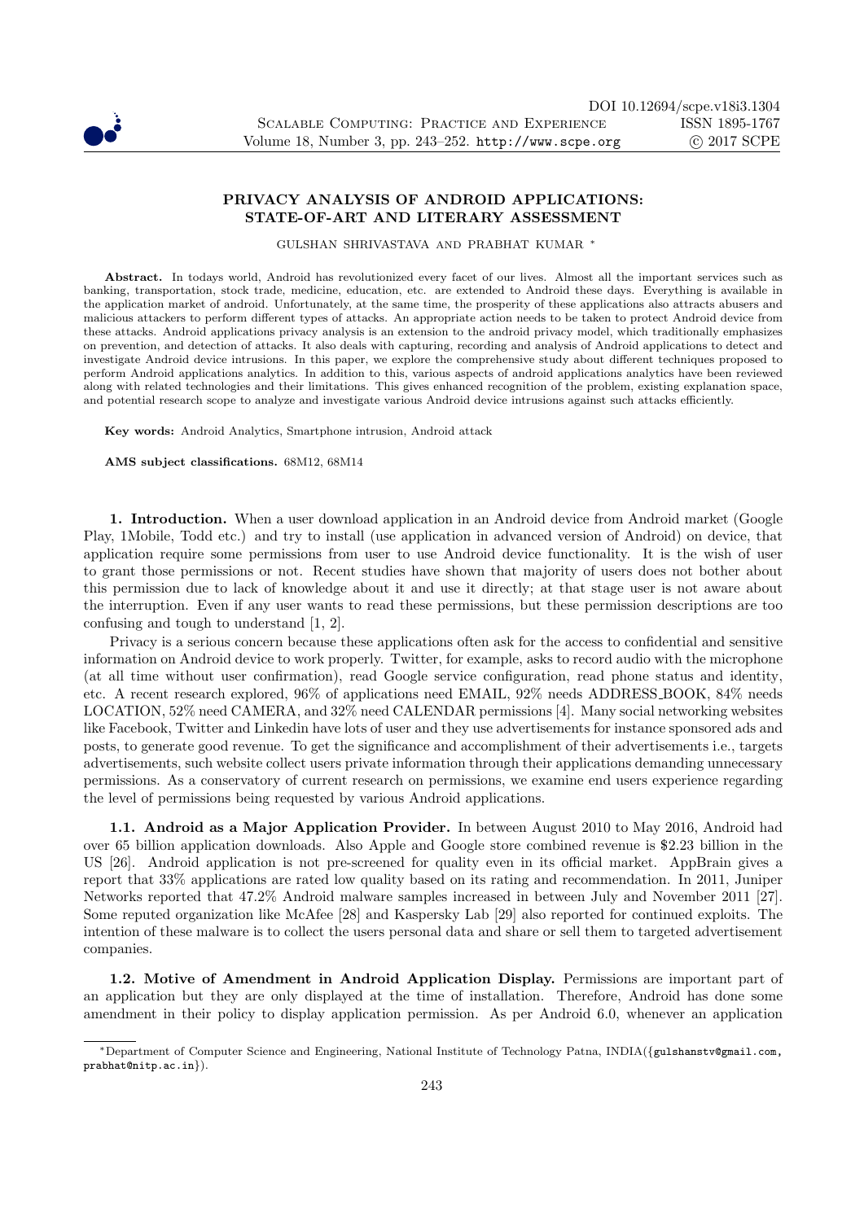# PRIVACY ANALYSIS OF ANDROID APPLICATIONS: STATE-OF-ART AND LITERARY ASSESSMENT

GULSHAN SHRIVASTAVA AND PRABHAT KUMAR *

**Abstract.** In todays world, Android has revolutionized every facet of our lives. Almost all the important services such as banking, transportation, stock trade, medicine, education, etc. are extended to Android these days. Everything is available in the application market of android. Unfortunately, at the same time, the prosperity of these applications also attracts abusers and malicious attackers to perform different types of attacks. An appropriate action needs to be taken to protect Android device from these attacks. Android applications privacy analysis is an extension to the android privacy model, which traditionally emphasizes on prevention, and detection of attacks. It also deals with capturing, recording and analysis of Android applications to detect and investigate Android device intrusions. In this paper, we explore the comprehensive study about different techniques proposed to perform Android applications analytics. In addition to this, various aspects of android applications analytics have been reviewed along with related technologies and their limitations. This gives enhanced recognition of the problem, existing explanation space, and potential research scope to analyze and investigate various Android device intrusions against such attacks efficiently.

**Key words:** Android Analytics, Smartphone intrusion, Android attack

**AMS subject classifications.** 68M12, 68M14

## 1. Introduction.

When a user download application in an Android device from Android market (Google Play, 1Mobile, Todd etc.) and try to install (use application in advanced version of Android) on device, that application require some permissions from user to use Android device functionality. It is the wish of user to grant those permissions or not. Recent studies have shown that majority of users does not bother about this permission due to lack of knowledge about it and use it directly; at that stage user is not aware about the interruption. Even if any user wants to read these permissions, but these permission descriptions are too confusing and tough to understand [1, 2].

Privacy is a serious concern because these applications often ask for the access to confidential and sensitive information on Android device to work properly. Twitter, for example, asks to record audio with the microphone (at all time without user confirmation), read Google service configuration, read phone status and identity, etc. A recent research explored, 96% of applications need EMAIL, 92% needs ADDRESS_BOOK, 84% needs LOCATION, 52% need CAMERA, and 32% need CALENDAR permissions [4]. Many social networking websites like Facebook, Twitter and Linkedin have lots of user and they use advertisements for instance sponsored ads and posts, to generate good revenue. To get the significance and accomplishment of their advertisements i.e., targets advertisements, such website collect users private information through their applications demanding unnecessary permissions. As a conservatory of current research on permissions, we examine end users experience regarding the level of permissions being requested by various Android applications.

### 1.1. Android as a Major Application Provider.

In between August 2010 to May 2016, Android had over 65 billion application downloads. Also Apple and Google store combined revenue is $2.23 billion in the US [26]. Android application is not pre-screened for quality even in its official market. AppBrain gives a report that 33% applications are rated low quality based on its rating and recommendation. In 2011, Juniper Networks reported that 47.2% Android malware samples increased in between July and November 2011 [27]. Some reputed organization like McAfee [28] and Kaspersky Lab [29] also reported for continued exploits. The intention of these malware is to collect the users personal data and share or sell them to targeted advertisement companies.

### 1.2. Motive of Amendment in Android Application Display.

Permissions are important part of an application but they are only displayed at the time of installation. Therefore, Android has done some amendment in their policy to display application permission. As per Android 6.0, whenever an application

*Department of Computer Science and Engineering, National Institute of Technology Patna, INDIA({gulshanstv@gmail.com, prabhat@nitp.ac.in}).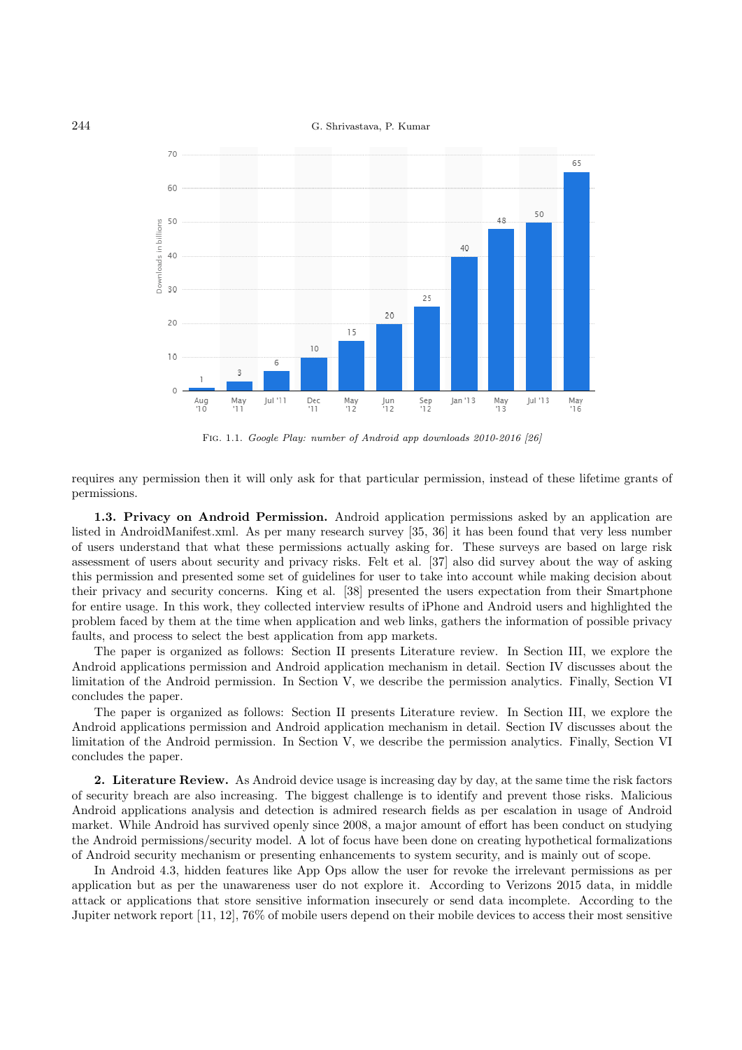Fig. 1.1. *Google Play: number of Android app downloads 2010-2016 [26]*

requires any permission then it will only ask for that particular permission, instead of these lifetime grants of permissions.

**1.3. Privacy on Android Permission.** Android application permissions asked by an application are listed in AndroidManifest.xml. As per many research survey [35, 36] it has been found that very less number of users understand that what these permissions actually asking for. These surveys are based on large risk assessment of users about security and privacy risks. Felt et al. [37] also did survey about the way of asking this permission and presented some set of guidelines for user to take into account while making decision about their privacy and security concerns. King et al. [38] presented the users expectation from their Smartphone for entire usage. In this work, they collected interview results of iPhone and Android users and highlighted the problem faced by them at the time when application and web links, gathers the information of possible privacy faults, and process to select the best application from app markets.

The paper is organized as follows: Section II presents Literature review. In Section III, we explore the Android applications permission and Android application mechanism in detail. Section IV discusses about the limitation of the Android permission. In Section V, we describe the permission analytics. Finally, Section VI concludes the paper.

The paper is organized as follows: Section II presents Literature review. In Section III, we explore the Android applications permission and Android application mechanism in detail. Section IV discusses about the limitation of the Android permission. In Section V, we describe the permission analytics. Finally, Section VI concludes the paper.

## 2. Literature Review.

As Android device usage is increasing day by day, at the same time the risk factors of security breach are also increasing. The biggest challenge is to identify and prevent those risks. Malicious Android applications analysis and detection is admired research fields as per escalation in usage of Android market. While Android has survived openly since 2008, a major amount of effort has been conduct on studying the Android permissions/security model. A lot of focus have been done on creating hypothetical formalizations of Android security mechanism or presenting enhancements to system security, and is mainly out of scope.

In Android 4.3, hidden features like App Ops allow the user for revoke the irrelevant permissions as per application but as per the unawareness user do not explore it. According to Verizons 2015 data, in middle attack or applications that store sensitive information insecurely or send data incomplete. According to the Jupiter network report [11, 12], 76% of mobile users depend on their mobile devices to access their most sensitive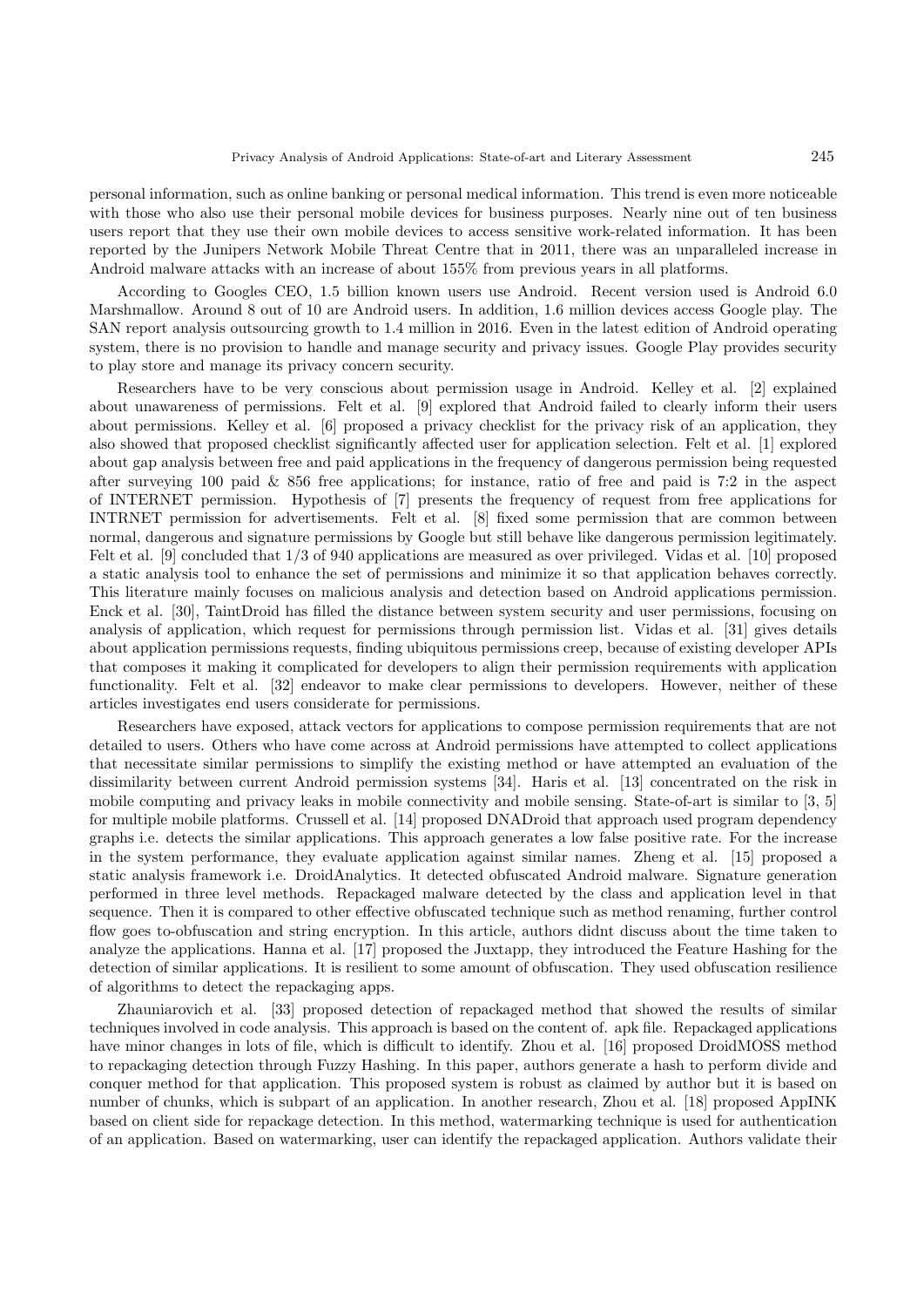personal information, such as online banking or personal medical information. This trend is even more noticeable with those who also use their personal mobile devices for business purposes. Nearly nine out of ten business users report that they use their own mobile devices to access sensitive work-related information. It has been reported by the Junipers Network Mobile Threat Centre that in 2011, there was an unparalleled increase in Android malware attacks with an increase of about 155% from previous years in all platforms.

According to Googles CEO, 1.5 billion known users use Android. Recent version used is Android 6.0 Marshmallow. Around 8 out of 10 are Android users. In addition, 1.6 million devices access Google play. The SAN report analysis outsourcing growth to 1.4 million in 2016. Even in the latest edition of Android operating system, there is no provision to handle and manage security and privacy issues. Google Play provides security to play store and manage its privacy concern security.

Researchers have to be very conscious about permission usage in Android. Kelley et al. [2] explained about unawareness of permissions. Felt et al. [9] explored that Android failed to clearly inform their users about permissions. Kelley et al. [6] proposed a privacy checklist for the privacy risk of an application, they also showed that proposed checklist significantly affected user for application selection. Felt et al. [1] explored about gap analysis between free and paid applications in the frequency of dangerous permission being requested after surveying 100 paid & 856 free applications; for instance, ratio of free and paid is 7:2 in the aspect of INTERNET permission. Hypothesis of [7] presents the frequency of request from free applications for INTRNET permission for advertisements. Felt et al. [8] fixed some permission that are common between normal, dangerous and signature permissions by Google but still behave like dangerous permission legitimately. Felt et al. [9] concluded that 1/3 of 940 applications are measured as over privileged. Vidas et al. [10] proposed a static analysis tool to enhance the set of permissions and minimize it so that application behaves correctly. This literature mainly focuses on malicious analysis and detection based on Android applications permission. Enck et al. [30], TaintDroid has filled the distance between system security and user permissions, focusing on analysis of application, which request for permissions through permission list. Vidas et al. [31] gives details about application permissions requests, finding ubiquitous permissions creep, because of existing developer APIs that composes it making it complicated for developers to align their permission requirements with application functionality. Felt et al. [32] endeavor to make clear permissions to developers. However, neither of these articles investigates end users considerate for permissions.

Researchers have exposed, attack vectors for applications to compose permission requirements that are not detailed to users. Others who have come across at Android permissions have attempted to collect applications that necessitate similar permissions to simplify the existing method or have attempted an evaluation of the dissimilarity between current Android permission systems [34]. Haris et al. [13] concentrated on the risk in mobile computing and privacy leaks in mobile connectivity and mobile sensing. State-of-art is similar to [3, 5] for multiple mobile platforms. Crussell et al. [14] proposed DNADroid that approach used program dependency graphs i.e. detects the similar applications. This approach generates a low false positive rate. For the increase in the system performance, they evaluate application against similar names. Zheng et al. [15] proposed a static analysis framework i.e. DroidAnalytics. It detected obfuscated Android malware. Signature generation performed in three level methods. Repackaged malware detected by the class and application level in that sequence. Then it is compared to other effective obfuscated technique such as method renaming, further control flow goes to-obfuscation and string encryption. In this article, authors didnt discuss about the time taken to analyze the applications. Hanna et al. [17] proposed the Juxtapp, they introduced the Feature Hashing for the detection of similar applications. It is resilient to some amount of obfuscation. They used obfuscation resilience of algorithms to detect the repackaging apps.

Zhauniarovich et al. [33] proposed detection of repackaged method that showed the results of similar techniques involved in code analysis. This approach is based on the content of. apk file. Repackaged applications have minor changes in lots of file, which is difficult to identify. Zhou et al. [16] proposed DroidMOSS method to repackaging detection through Fuzzy Hashing. In this paper, authors generate a hash to perform divide and conquer method for that application. This proposed system is robust as claimed by author but it is based on number of chunks, which is subpart of an application. In another research, Zhou et al. [18] proposed AppINK based on client side for repackage detection. In this method, watermarking technique is used for authentication of an application. Based on watermarking, user can identify the repackaged application. Authors validate their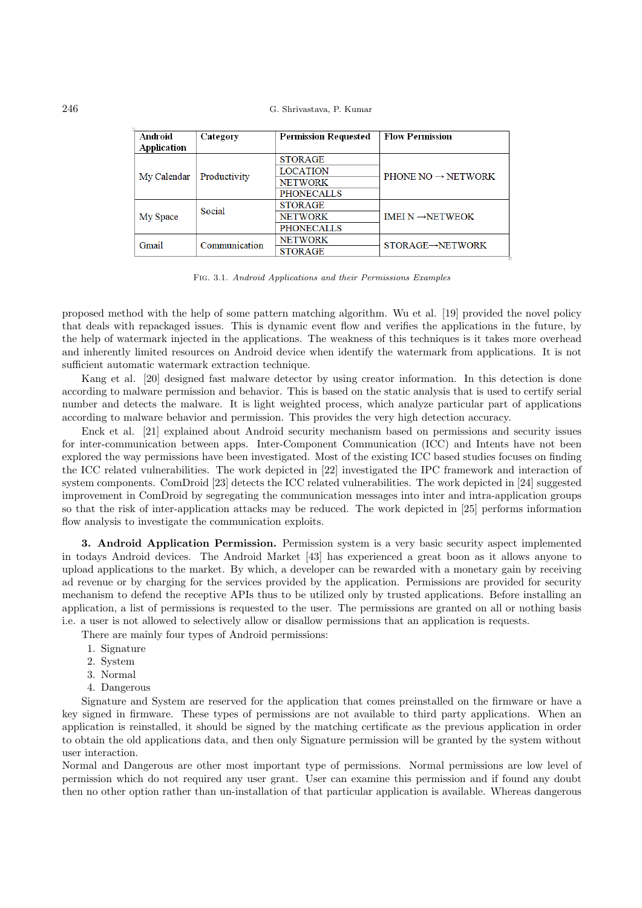| Android Application | Category | Permission Requested | Flow Permission |
|---|---|---|---|
| My Calendar | Productivity | STORAGE | PHONE NO → NETWORK |
| | | LOCATION | |
| | | NETWORK | |
| | | PHONECALLS | |
| My Space | Social | STORAGE | IMEI N →NETWEOK |
| | | NETWORK | |
| | | PHONECALLS | |
| Gmail | Communication | NETWORK | STORAGE→NETWORK |
| | | STORAGE | |

Fig. 3.1. *Android Applications and their Permissions Examples*

proposed method with the help of some pattern matching algorithm. Wu et al. [19] provided the novel policy that deals with repackaged issues. This is dynamic event flow and verifies the applications in the future, by the help of watermark injected in the applications. The weakness of this techniques is it takes more overhead and inherently limited resources on Android device when identify the watermark from applications. It is not sufficient automatic watermark extraction technique.

Kang et al. [20] designed fast malware detector by using creator information. In this detection is done according to malware permission and behavior. This is based on the static analysis that is used to certify serial number and detects the malware. It is light weighted process, which analyze particular part of applications according to malware behavior and permission. This provides the very high detection accuracy.

Enck et al. [21] explained about Android security mechanism based on permissions and security issues for inter-communication between apps. Inter-Component Communication (ICC) and Intents have not been explored the way permissions have been investigated. Most of the existing ICC based studies focuses on finding the ICC related vulnerabilities. The work depicted in [22] investigated the IPC framework and interaction of system components. ComDroid [23] detects the ICC related vulnerabilities. The work depicted in [24] suggested improvement in ComDroid by segregating the communication messages into inter and intra-application groups so that the risk of inter-application attacks may be reduced. The work depicted in [25] performs information flow analysis to investigate the communication exploits.

## 3. Android Application Permission.

Permission system is a very basic security aspect implemented in todays Android devices. The Android Market [43] has experienced a great boon as it allows anyone to upload applications to the market. By which, a developer can be rewarded with a monetary gain by receiving ad revenue or by charging for the services provided by the application. Permissions are provided for security mechanism to defend the receptive APIs thus to be utilized only by trusted applications. Before installing an application, a list of permissions is requested to the user. The permissions are granted on all or nothing basis i.e. a user is not allowed to selectively allow or disallow permissions that an application is requests.

There are mainly four types of Android permissions:

1. Signature
2. System
3. Normal
4. Dangerous

Signature and System are reserved for the application that comes preinstalled on the firmware or have a key signed in firmware. These types of permissions are not available to third party applications. When an application is reinstalled, it should be signed by the matching certificate as the previous application in order to obtain the old applications data, and then only Signature permission will be granted by the system without user interaction.

Normal and Dangerous are other most important type of permissions. Normal permissions are low level of permission which do not required any user grant. User can examine this permission and if found any doubt then no other option rather than un-installation of that particular application is available. Whereas dangerous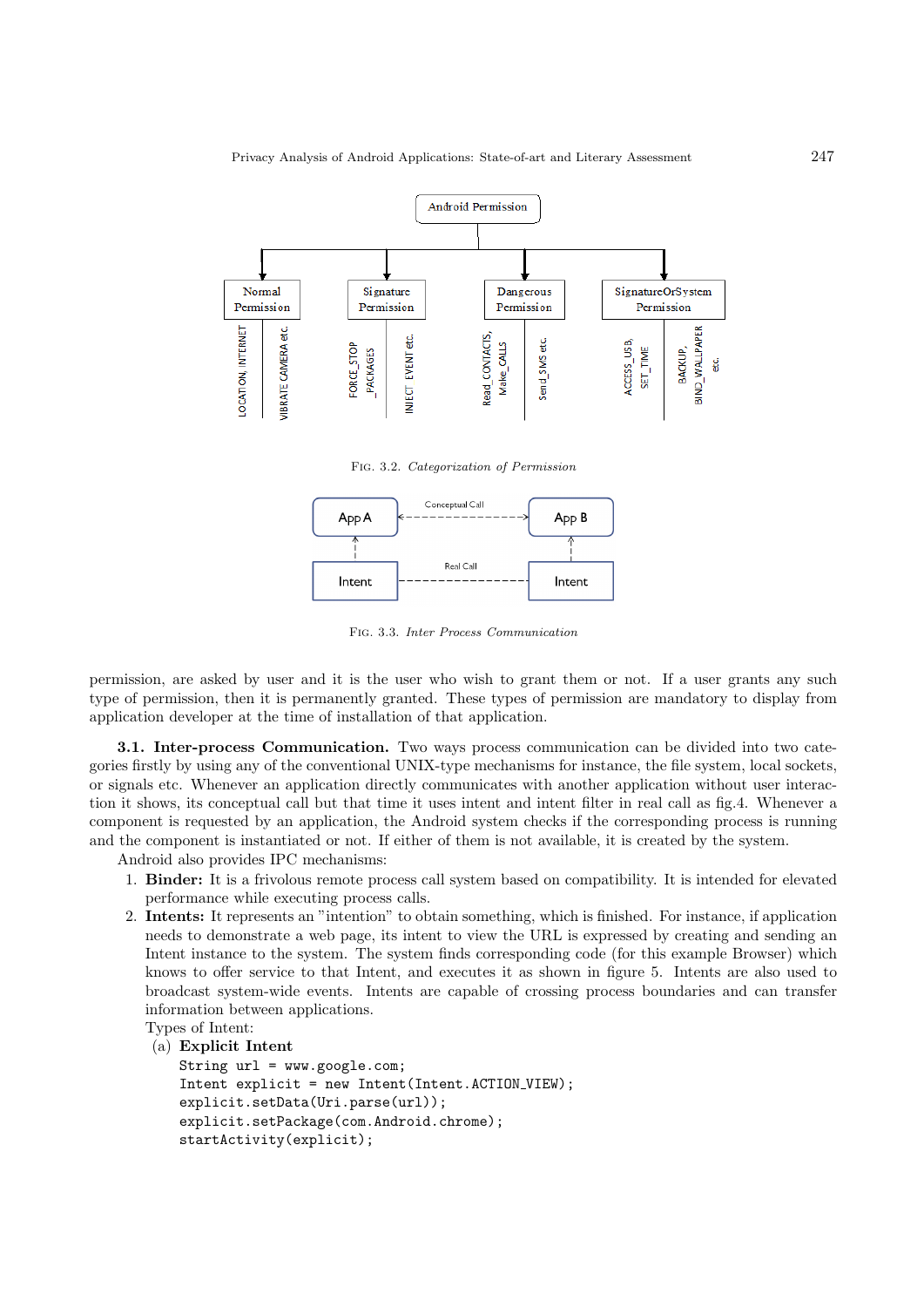Fig. 3.2. *Categorization of Permission*

Fig. 3.3. *Inter Process Communication*

permission, are asked by user and it is the user who wish to grant them or not. If a user grants any such type of permission, then it is permanently granted. These types of permission are mandatory to display from application developer at the time of installation of that application.

**3.1. Inter-process Communication.** Two ways process communication can be divided into two categories firstly by using any of the conventional UNIX-type mechanisms for instance, the file system, local sockets, or signals etc. Whenever an application directly communicates with another application without user interaction it shows, its conceptual call but that time it uses intent and intent filter in real call as fig.4. Whenever a component is requested by an application, the Android system checks if the corresponding process is running and the component is instantiated or not. If either of them is not available, it is created by the system.

Android also provides IPC mechanisms:

1. **Binder:** It is a frivolous remote process call system based on compatibility. It is intended for elevated performance while executing process calls.
2. **Intents:** It represents an "intention" to obtain something, which is finished. For instance, if application needs to demonstrate a web page, its intent to view the URL is expressed by creating and sending an Intent instance to the system. The system finds corresponding code (for this example Browser) which knows to offer service to that Intent, and executes it as shown in figure 5. Intents are also used to broadcast system-wide events. Intents are capable of crossing process boundaries and can transfer information between applications.

   Types of Intent:

   (a) **Explicit Intent**

```
String url = www.google.com;
Intent explicit = new Intent(Intent.ACTION_VIEW);
explicit.setData(Uri.parse(url));
explicit.setPackage(com.Android.chrome);
startActivity(explicit);
```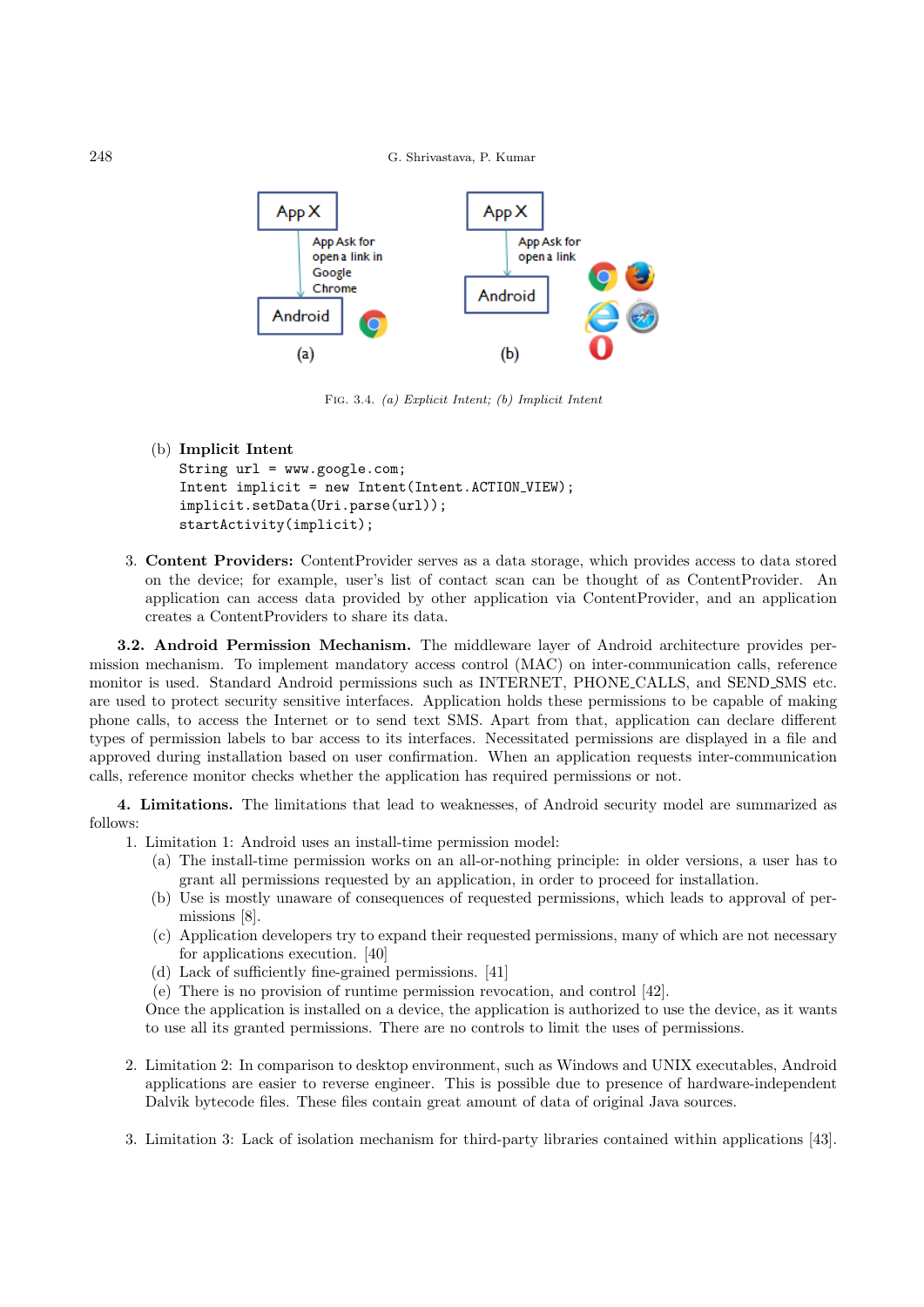FIG. 3.4. *(a) Explicit Intent; (b) Implicit Intent*

(b) **Implicit Intent**

```
String url = www.google.com;
Intent implicit = new Intent(Intent.ACTION_VIEW);
implicit.setData(Uri.parse(url));
startActivity(implicit);
```

3. **Content Providers:** ContentProvider serves as a data storage, which provides access to data stored on the device; for example, user's list of contact scan can be thought of as ContentProvider. An application can access data provided by other application via ContentProvider, and an application creates a ContentProviders to share its data.

**3.2. Android Permission Mechanism.** The middleware layer of Android architecture provides permission mechanism. To implement mandatory access control (MAC) on inter-communication calls, reference monitor is used. Standard Android permissions such as INTERNET, PHONE_CALLS, and SEND_SMS etc. are used to protect security sensitive interfaces. Application holds these permissions to be capable of making phone calls, to access the Internet or to send text SMS. Apart from that, application can declare different types of permission labels to bar access to its interfaces. Necessitated permissions are displayed in a file and approved during installation based on user confirmation. When an application requests inter-communication calls, reference monitor checks whether the application has required permissions or not.

**4. Limitations.** The limitations that lead to weaknesses, of Android security model are summarized as follows:

1. Limitation 1: Android uses an install-time permission model:
   (a) The install-time permission works on an all-or-nothing principle: in older versions, a user has to grant all permissions requested by an application, in order to proceed for installation.
   (b) Use is mostly unaware of consequences of requested permissions, which leads to approval of permissions [8].
   (c) Application developers try to expand their requested permissions, many of which are not necessary for applications execution. [40]
   (d) Lack of sufficiently fine-grained permissions. [41]
   (e) There is no provision of runtime permission revocation, and control [42].

   Once the application is installed on a device, the application is authorized to use the device, as it wants to use all its granted permissions. There are no controls to limit the uses of permissions.

2. Limitation 2: In comparison to desktop environment, such as Windows and UNIX executables, Android applications are easier to reverse engineer. This is possible due to presence of hardware-independent Dalvik bytecode files. These files contain great amount of data of original Java sources.

3. Limitation 3: Lack of isolation mechanism for third-party libraries contained within applications [43].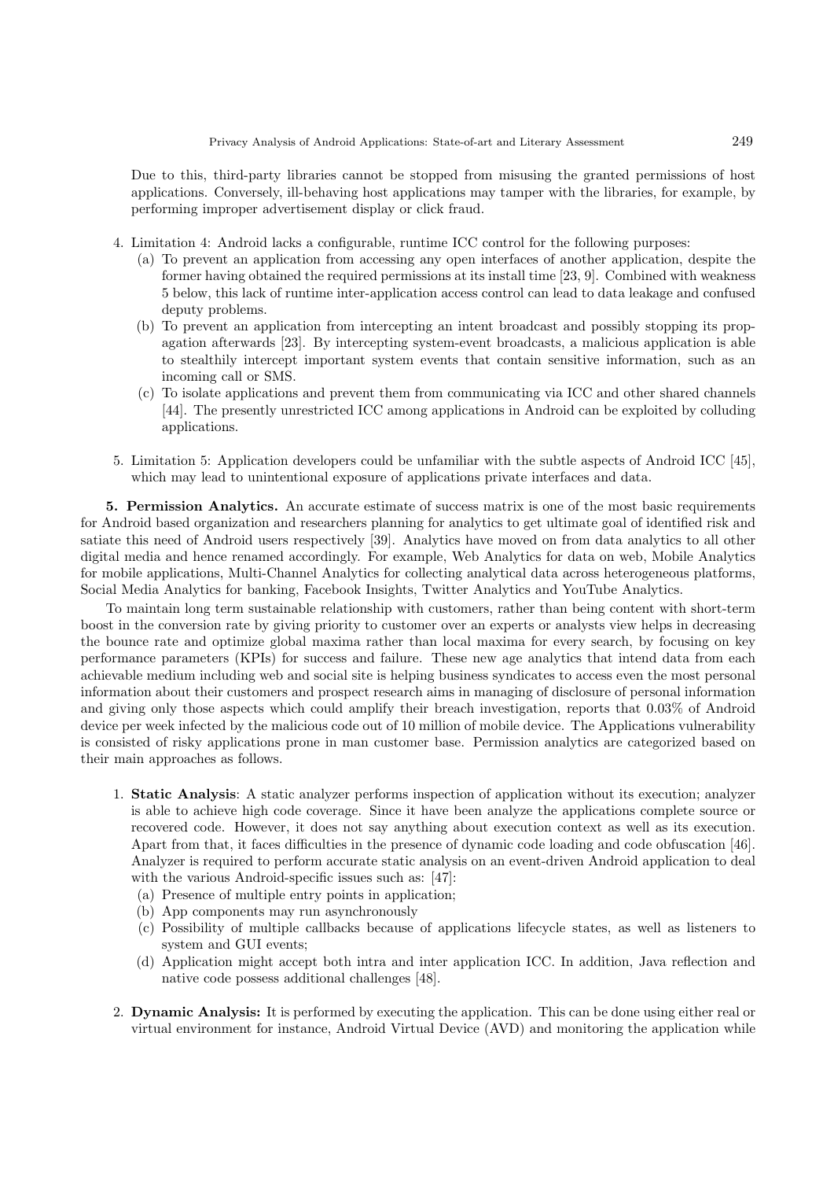Due to this, third-party libraries cannot be stopped from misusing the granted permissions of host applications. Conversely, ill-behaving host applications may tamper with the libraries, for example, by performing improper advertisement display or click fraud.

4. Limitation 4: Android lacks a configurable, runtime ICC control for the following purposes:
   (a) To prevent an application from accessing any open interfaces of another application, despite the former having obtained the required permissions at its install time [23, 9]. Combined with weakness 5 below, this lack of runtime inter-application access control can lead to data leakage and confused deputy problems.
   (b) To prevent an application from intercepting an intent broadcast and possibly stopping its propagation afterwards [23]. By intercepting system-event broadcasts, a malicious application is able to stealthily intercept important system events that contain sensitive information, such as an incoming call or SMS.
   (c) To isolate applications and prevent them from communicating via ICC and other shared channels [44]. The presently unrestricted ICC among applications in Android can be exploited by colluding applications.

5. Limitation 5: Application developers could be unfamiliar with the subtle aspects of Android ICC [45], which may lead to unintentional exposure of applications private interfaces and data.

**5. Permission Analytics.** An accurate estimate of success matrix is one of the most basic requirements for Android based organization and researchers planning for analytics to get ultimate goal of identified risk and satiate this need of Android users respectively [39]. Analytics have moved on from data analytics to all other digital media and hence renamed accordingly. For example, Web Analytics for data on web, Mobile Analytics for mobile applications, Multi-Channel Analytics for collecting analytical data across heterogeneous platforms, Social Media Analytics for banking, Facebook Insights, Twitter Analytics and YouTube Analytics.

To maintain long term sustainable relationship with customers, rather than being content with short-term boost in the conversion rate by giving priority to customer over an experts or analysts view helps in decreasing the bounce rate and optimize global maxima rather than local maxima for every search, by focusing on key performance parameters (KPIs) for success and failure. These new age analytics that intend data from each achievable medium including web and social site is helping business syndicates to access even the most personal information about their customers and prospect research aims in managing of disclosure of personal information and giving only those aspects which could amplify their breach investigation, reports that 0.03% of Android device per week infected by the malicious code out of 10 million of mobile device. The Applications vulnerability is consisted of risky applications prone in man customer base. Permission analytics are categorized based on their main approaches as follows.

1. **Static Analysis**: A static analyzer performs inspection of application without its execution; analyzer is able to achieve high code coverage. Since it have been analyze the applications complete source or recovered code. However, it does not say anything about execution context as well as its execution. Apart from that, it faces difficulties in the presence of dynamic code loading and code obfuscation [46]. Analyzer is required to perform accurate static analysis on an event-driven Android application to deal with the various Android-specific issues such as: [47]:
   (a) Presence of multiple entry points in application;
   (b) App components may run asynchronously
   (c) Possibility of multiple callbacks because of applications lifecycle states, as well as listeners to system and GUI events;
   (d) Application might accept both intra and inter application ICC. In addition, Java reflection and native code possess additional challenges [48].

2. **Dynamic Analysis:** It is performed by executing the application. This can be done using either real or virtual environment for instance, Android Virtual Device (AVD) and monitoring the application while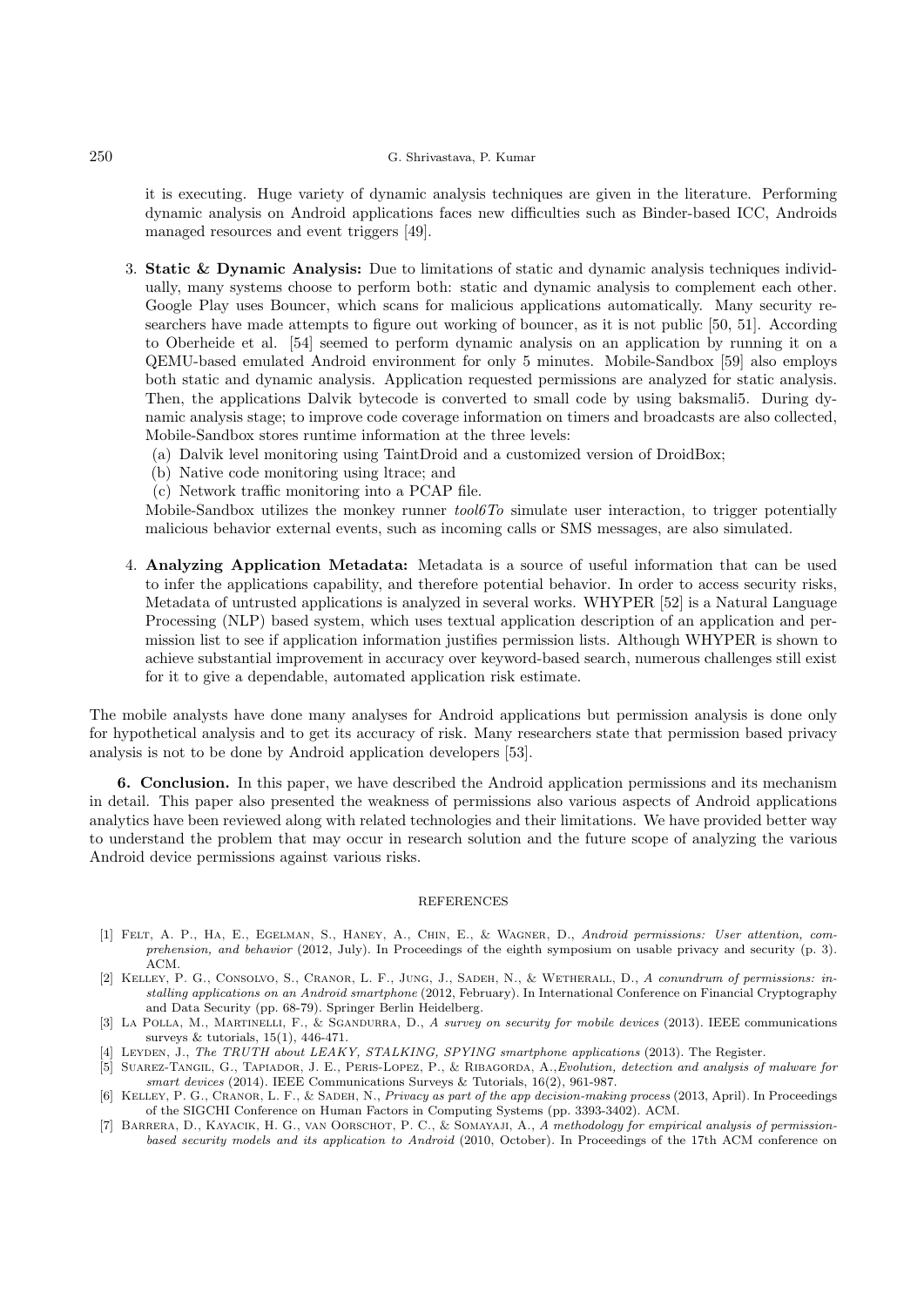it is executing. Huge variety of dynamic analysis techniques are given in the literature. Performing dynamic analysis on Android applications faces new difficulties such as Binder-based ICC, Androids managed resources and event triggers [49].

3. **Static & Dynamic Analysis:** Due to limitations of static and dynamic analysis techniques individually, many systems choose to perform both: static and dynamic analysis to complement each other. Google Play uses Bouncer, which scans for malicious applications automatically. Many security researchers have made attempts to figure out working of bouncer, as it is not public [50, 51]. According to Oberheide et al. [54] seemed to perform dynamic analysis on an application by running it on a QEMU-based emulated Android environment for only 5 minutes. Mobile-Sandbox [59] also employs both static and dynamic analysis. Application requested permissions are analyzed for static analysis. Then, the applications Dalvik bytecode is converted to small code by using baksmali5. During dynamic analysis stage; to improve code coverage information on timers and broadcasts are also collected, Mobile-Sandbox stores runtime information at the three levels:
   (a) Dalvik level monitoring using TaintDroid and a customized version of DroidBox;
   (b) Native code monitoring using ltrace; and
   (c) Network traffic monitoring into a PCAP file.

   Mobile-Sandbox utilizes the monkey runner *tool6To* simulate user interaction, to trigger potentially malicious behavior external events, such as incoming calls or SMS messages, are also simulated.

4. **Analyzing Application Metadata:** Metadata is a source of useful information that can be used to infer the applications capability, and therefore potential behavior. In order to access security risks, Metadata of untrusted applications is analyzed in several works. WHYPER [52] is a Natural Language Processing (NLP) based system, which uses textual application description of an application and permission list to see if application information justifies permission lists. Although WHYPER is shown to achieve substantial improvement in accuracy over keyword-based search, numerous challenges still exist for it to give a dependable, automated application risk estimate.

The mobile analysts have done many analyses for Android applications but permission analysis is done only for hypothetical analysis and to get its accuracy of risk. Many researchers state that permission based privacy analysis is not to be done by Android application developers [53].

**6. Conclusion.** In this paper, we have described the Android application permissions and its mechanism in detail. This paper also presented the weakness of permissions also various aspects of Android applications analytics have been reviewed along with related technologies and their limitations. We have provided better way to understand the problem that may occur in research solution and the future scope of analyzing the various Android device permissions against various risks.

## REFERENCES

[1] Felt, A. P., Ha, E., Egelman, S., Haney, A., Chin, E., & Wagner, D., *Android permissions: User attention, comprehension, and behavior* (2012, July). In Proceedings of the eighth symposium on usable privacy and security (p. 3). ACM.

[2] Kelley, P. G., Consolvo, S., Cranor, L. F., Jung, J., Sadeh, N., & Wetherall, D., *A conundrum of permissions: installing applications on an Android smartphone* (2012, February). In International Conference on Financial Cryptography and Data Security (pp. 68-79). Springer Berlin Heidelberg.

[3] La Polla, M., Martinelli, F., & Sgandurra, D., *A survey on security for mobile devices* (2013). IEEE communications surveys & tutorials, 15(1), 446-471.

[4] Leyden, J., *The TRUTH about LEAKY, STALKING, SPYING smartphone applications* (2013). The Register.

[5] Suarez-Tangil, G., Tapiador, J. E., Peris-Lopez, P., & Ribagorda, A.,*Evolution, detection and analysis of malware for smart devices* (2014). IEEE Communications Surveys & Tutorials, 16(2), 961-987.

[6] Kelley, P. G., Cranor, L. F., & Sadeh, N., *Privacy as part of the app decision-making process* (2013, April). In Proceedings of the SIGCHI Conference on Human Factors in Computing Systems (pp. 3393-3402). ACM.

[7] Barrera, D., Kayacik, H. G., van Oorschot, P. C., & Somayaji, A., *A methodology for empirical analysis of permission-based security models and its application to Android* (2010, October). In Proceedings of the 17th ACM conference on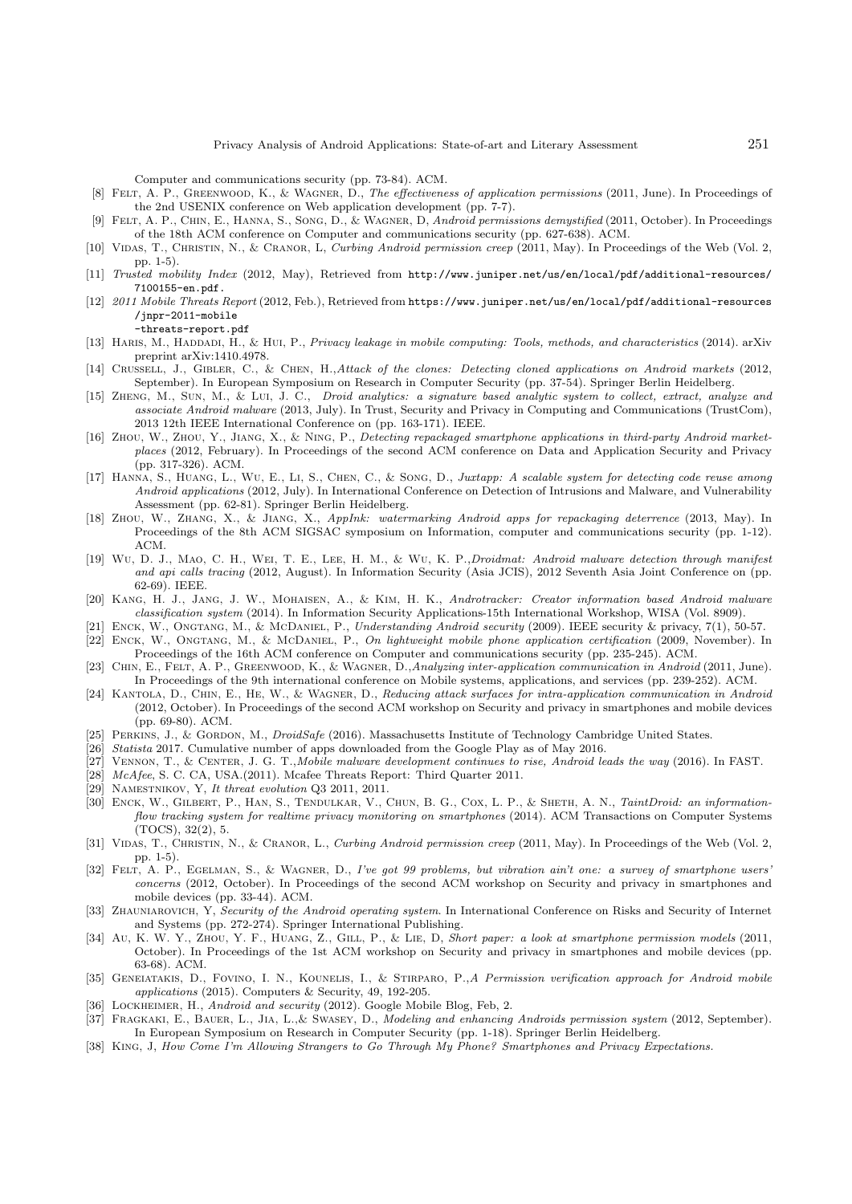Computer and communications security (pp. 73-84). ACM.

[8] Felt, A. P., Greenwood, K., & Wagner, D., *The effectiveness of application permissions* (2011, June). In Proceedings of the 2nd USENIX conference on Web application development (pp. 7-7).

[9] Felt, A. P., Chin, E., Hanna, S., Song, D., & Wagner, D, *Android permissions demystified* (2011, October). In Proceedings of the 18th ACM conference on Computer and communications security (pp. 627-638). ACM.

[10] Vidas, T., Christin, N., & Cranor, L, *Curbing Android permission creep* (2011, May). In Proceedings of the Web (Vol. 2, pp. 1-5).

[11] *Trusted mobility Index* (2012, May), Retrieved from http://www.juniper.net/us/en/local/pdf/additional-resources/7100155-en.pdf.

[12] *2011 Mobile Threats Report* (2012, Feb.), Retrieved from https://www.juniper.net/us/en/local/pdf/additional-resources/jnpr-2011-mobile-threats-report.pdf

[13] Haris, M., Haddadi, H., & Hui, P., *Privacy leakage in mobile computing: Tools, methods, and characteristics* (2014). arXiv preprint arXiv:1410.4978.

[14] Crussell, J., Gibler, C., & Chen, H.,*Attack of the clones: Detecting cloned applications on Android markets* (2012, September). In European Symposium on Research in Computer Security (pp. 37-54). Springer Berlin Heidelberg.

[15] Zheng, M., Sun, M., & Lui, J. C., *Droid analytics: a signature based analytic system to collect, extract, analyze and associate Android malware* (2013, July). In Trust, Security and Privacy in Computing and Communications (TrustCom), 2013 12th IEEE International Conference on (pp. 163-171). IEEE.

[16] Zhou, W., Zhou, Y., Jiang, X., & Ning, P., *Detecting repackaged smartphone applications in third-party Android marketplaces* (2012, February). In Proceedings of the second ACM conference on Data and Application Security and Privacy (pp. 317-326). ACM.

[17] Hanna, S., Huang, L., Wu, E., Li, S., Chen, C., & Song, D., *Juxtapp: A scalable system for detecting code reuse among Android applications* (2012, July). In International Conference on Detection of Intrusions and Malware, and Vulnerability Assessment (pp. 62-81). Springer Berlin Heidelberg.

[18] Zhou, W., Zhang, X., & Jiang, X., *AppInk: watermarking Android apps for repackaging deterrence* (2013, May). In Proceedings of the 8th ACM SIGSAC symposium on Information, computer and communications security (pp. 1-12). ACM.

[19] Wu, D. J., Mao, C. H., Wei, T. E., Lee, H. M., & Wu, K. P.,*Droidmat: Android malware detection through manifest and api calls tracing* (2012, August). In Information Security (Asia JCIS), 2012 Seventh Asia Joint Conference on (pp. 62-69). IEEE.

[20] Kang, H. J., Jang, J. W., Mohaisen, A., & Kim, H. K., *Androtracker: Creator information based Android malware classification system* (2014). In Information Security Applications-15th International Workshop, WISA (Vol. 8909).

[21] Enck, W., Ongtang, M., & McDaniel, P., *Understanding Android security* (2009). IEEE security & privacy, 7(1), 50-57.

[22] Enck, W., Ongtang, M., & McDaniel, P., *On lightweight mobile phone application certification* (2009, November). In Proceedings of the 16th ACM conference on Computer and communications security (pp. 235-245). ACM.

[23] Chin, E., Felt, A. P., Greenwood, K., & Wagner, D.,*Analyzing inter-application communication in Android* (2011, June). In Proceedings of the 9th international conference on Mobile systems, applications, and services (pp. 239-252). ACM.

[24] Kantola, D., Chin, E., He, W., & Wagner, D., *Reducing attack surfaces for intra-application communication in Android* (2012, October). In Proceedings of the second ACM workshop on Security and privacy in smartphones and mobile devices (pp. 69-80). ACM.

[25] Perkins, J., & Gordon, M., *DroidSafe* (2016). Massachusetts Institute of Technology Cambridge United States.

[26] *Statista* 2017. Cumulative number of apps downloaded from the Google Play as of May 2016.

[27] Vennon, T., & Center, J. G. T.,*Mobile malware development continues to rise, Android leads the way* (2016). In FAST.

[28] *McAfee*, S. C. CA, USA.(2011). Mcafee Threats Report: Third Quarter 2011.

[29] Namestnikov, Y, *It threat evolution* Q3 2011, 2011.

[30] Enck, W., Gilbert, P., Han, S., Tendulkar, V., Chun, B. G., Cox, L. P., & Sheth, A. N., *TaintDroid: an information-flow tracking system for realtime privacy monitoring on smartphones* (2014). ACM Transactions on Computer Systems (TOCS), 32(2), 5.

[31] Vidas, T., Christin, N., & Cranor, L., *Curbing Android permission creep* (2011, May). In Proceedings of the Web (Vol. 2, pp. 1-5).

[32] Felt, A. P., Egelman, S., & Wagner, D., *I've got 99 problems, but vibration ain't one: a survey of smartphone users' concerns* (2012, October). In Proceedings of the second ACM workshop on Security and privacy in smartphones and mobile devices (pp. 33-44). ACM.

[33] Zhauniarovich, Y, *Security of the Android operating system*. In International Conference on Risks and Security of Internet and Systems (pp. 272-274). Springer International Publishing.

[34] Au, K. W. Y., Zhou, Y. F., Huang, Z., Gill, P., & Lie, D, *Short paper: a look at smartphone permission models* (2011, October). In Proceedings of the 1st ACM workshop on Security and privacy in smartphones and mobile devices (pp. 63-68). ACM.

[35] Geneiatakis, D., Fovino, I. N., Kounelis, I., & Stirparo, P.,*A Permission verification approach for Android mobile applications* (2015). Computers & Security, 49, 192-205.

[36] Lockheimer, H., *Android and security* (2012). Google Mobile Blog, Feb, 2.

[37] Fragkaki, E., Bauer, L., Jia, L.,& Swasey, D., *Modeling and enhancing Androids permission system* (2012, September). In European Symposium on Research in Computer Security (pp. 1-18). Springer Berlin Heidelberg.

[38] King, J, *How Come I'm Allowing Strangers to Go Through My Phone? Smartphones and Privacy Expectations.*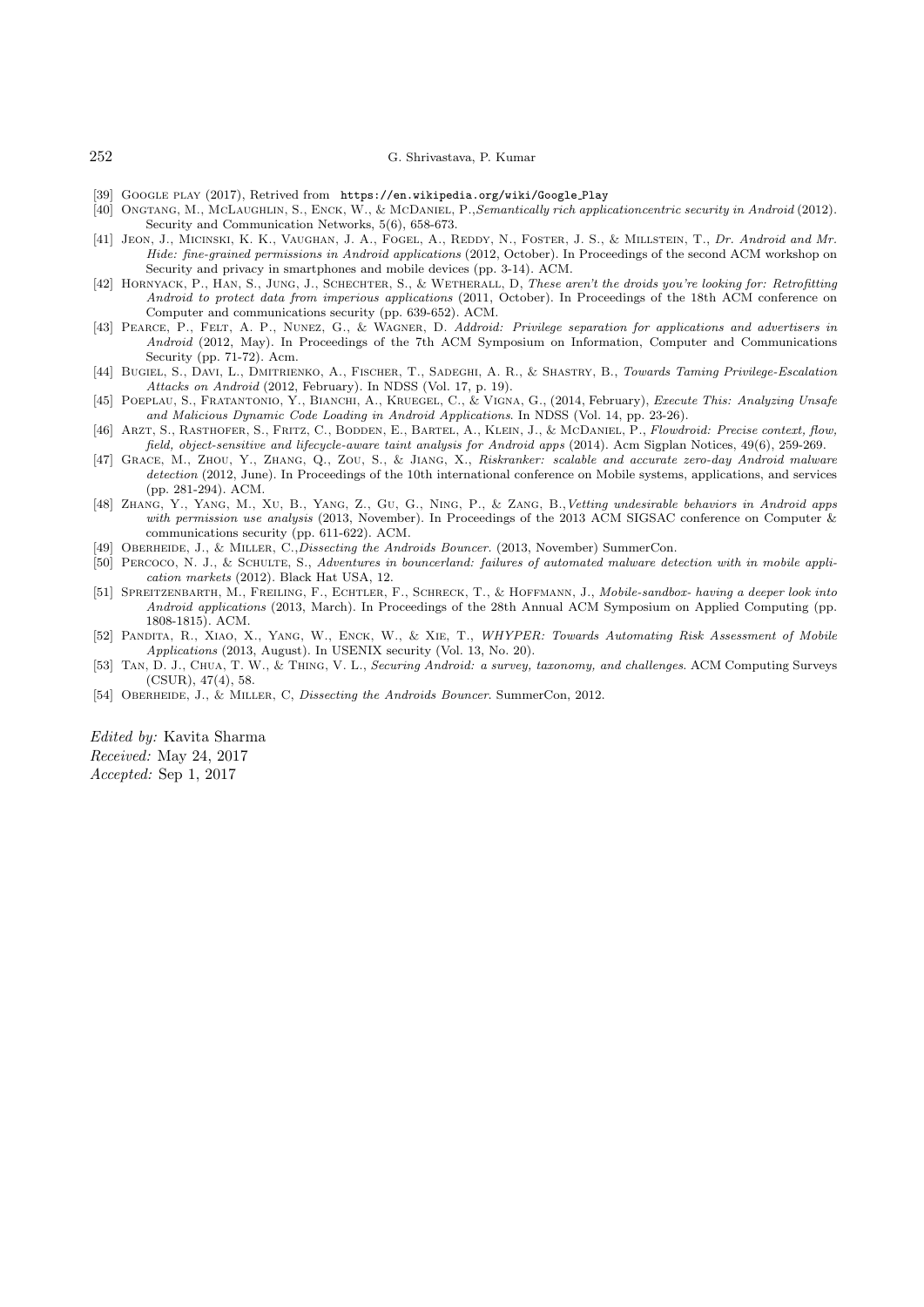- [39] Google play (2017), Retrived from https://en.wikipedia.org/wiki/Google_Play
- [40] Ongtang, M., McLaughlin, S., Enck, W., & McDaniel, P.,*Semantically rich applicationcentric security in Android* (2012). Security and Communication Networks, 5(6), 658-673.
- [41] Jeon, J., Micinski, K. K., Vaughan, J. A., Fogel, A., Reddy, N., Foster, J. S., & Millstein, T., *Dr. Android and Mr. Hide: fine-grained permissions in Android applications* (2012, October). In Proceedings of the second ACM workshop on Security and privacy in smartphones and mobile devices (pp. 3-14). ACM.
- [42] Hornyack, P., Han, S., Jung, J., Schechter, S., & Wetherall, D, *These aren't the droids you're looking for: Retrofitting Android to protect data from imperious applications* (2011, October). In Proceedings of the 18th ACM conference on Computer and communications security (pp. 639-652). ACM.
- [43] Pearce, P., Felt, A. P., Nunez, G., & Wagner, D. *Addroid: Privilege separation for applications and advertisers in Android* (2012, May). In Proceedings of the 7th ACM Symposium on Information, Computer and Communications Security (pp. 71-72). Acm.
- [44] Bugiel, S., Davi, L., Dmitrienko, A., Fischer, T., Sadeghi, A. R., & Shastry, B., *Towards Taming Privilege-Escalation Attacks on Android* (2012, February). In NDSS (Vol. 17, p. 19).
- [45] Poeplau, S., Fratantonio, Y., Bianchi, A., Kruegel, C., & Vigna, G., (2014, February), *Execute This: Analyzing Unsafe and Malicious Dynamic Code Loading in Android Applications*. In NDSS (Vol. 14, pp. 23-26).
- [46] Arzt, S., Rasthofer, S., Fritz, C., Bodden, E., Bartel, A., Klein, J., & McDaniel, P., *Flowdroid: Precise context, flow, field, object-sensitive and lifecycle-aware taint analysis for Android apps* (2014). Acm Sigplan Notices, 49(6), 259-269.
- [47] Grace, M., Zhou, Y., Zhang, Q., Zou, S., & Jiang, X., *Riskranker: scalable and accurate zero-day Android malware detection* (2012, June). In Proceedings of the 10th international conference on Mobile systems, applications, and services (pp. 281-294). ACM.
- [48] Zhang, Y., Yang, M., Xu, B., Yang, Z., Gu, G., Ning, P., & Zang, B.,*Vetting undesirable behaviors in Android apps with permission use analysis* (2013, November). In Proceedings of the 2013 ACM SIGSAC conference on Computer & communications security (pp. 611-622). ACM.
- [49] Oberheide, J., & Miller, C.,*Dissecting the Androids Bouncer*. (2013, November) SummerCon.
- [50] Percoco, N. J., & Schulte, S., *Adventures in bouncerland: failures of automated malware detection with in mobile application markets* (2012). Black Hat USA, 12.
- [51] Spreitzenbarth, M., Freiling, F., Echtler, F., Schreck, T., & Hoffmann, J., *Mobile-sandbox- having a deeper look into Android applications* (2013, March). In Proceedings of the 28th Annual ACM Symposium on Applied Computing (pp. 1808-1815). ACM.
- [52] Pandita, R., Xiao, X., Yang, W., Enck, W., & Xie, T., *WHYPER: Towards Automating Risk Assessment of Mobile Applications* (2013, August). In USENIX security (Vol. 13, No. 20).
- [53] Tan, D. J., Chua, T. W., & Thing, V. L., *Securing Android: a survey, taxonomy, and challenges*. ACM Computing Surveys (CSUR), 47(4), 58.
- [54] Oberheide, J., & Miller, C, *Dissecting the Androids Bouncer*. SummerCon, 2012.

*Edited by:* Kavita Sharma
*Received:* May 24, 2017
*Accepted:* Sep 1, 2017